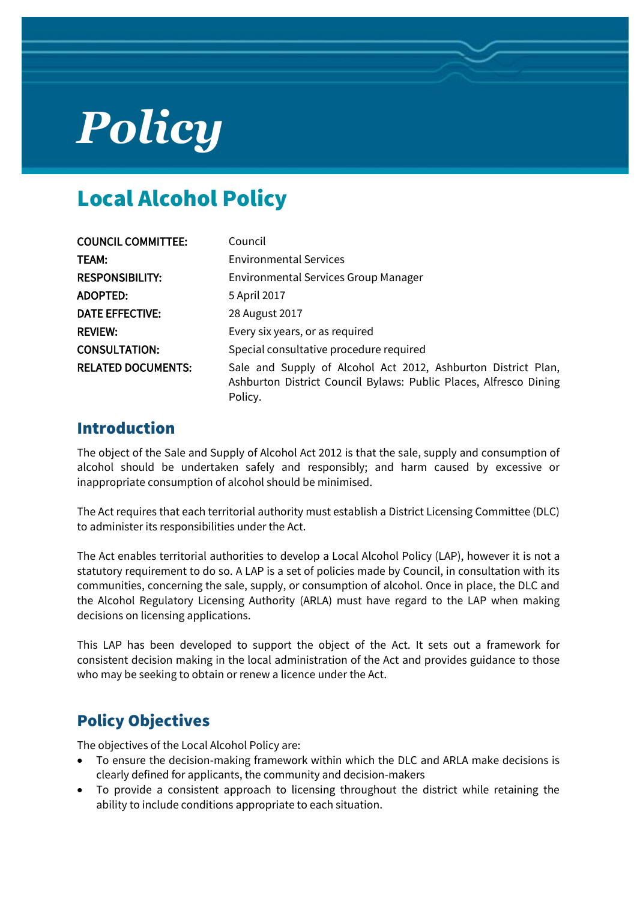# Policy

## Local Alcohol Policy

| | |
|---|---|
| **COUNCIL COMMITTEE:** | Council |
| **TEAM:** | Environmental Services |
| **RESPONSIBILITY:** | Environmental Services Group Manager |
| **ADOPTED:** | 5 April 2017 |
| **DATE EFFECTIVE:** | 28 August 2017 |
| **REVIEW:** | Every six years, or as required |
| **CONSULTATION:** | Special consultative procedure required |
| **RELATED DOCUMENTS:** | Sale and Supply of Alcohol Act 2012, Ashburton District Plan, Ashburton District Council Bylaws: Public Places, Alfresco Dining Policy. |

## Introduction

The object of the Sale and Supply of Alcohol Act 2012 is that the sale, supply and consumption of alcohol should be undertaken safely and responsibly; and harm caused by excessive or inappropriate consumption of alcohol should be minimised.

The Act requires that each territorial authority must establish a District Licensing Committee (DLC) to administer its responsibilities under the Act.

The Act enables territorial authorities to develop a Local Alcohol Policy (LAP), however it is not a statutory requirement to do so. A LAP is a set of policies made by Council, in consultation with its communities, concerning the sale, supply, or consumption of alcohol. Once in place, the DLC and the Alcohol Regulatory Licensing Authority (ARLA) must have regard to the LAP when making decisions on licensing applications.

This LAP has been developed to support the object of the Act. It sets out a framework for consistent decision making in the local administration of the Act and provides guidance to those who may be seeking to obtain or renew a licence under the Act.

## Policy Objectives

The objectives of the Local Alcohol Policy are:

- To ensure the decision-making framework within which the DLC and ARLA make decisions is clearly defined for applicants, the community and decision-makers
- To provide a consistent approach to licensing throughout the district while retaining the ability to include conditions appropriate to each situation.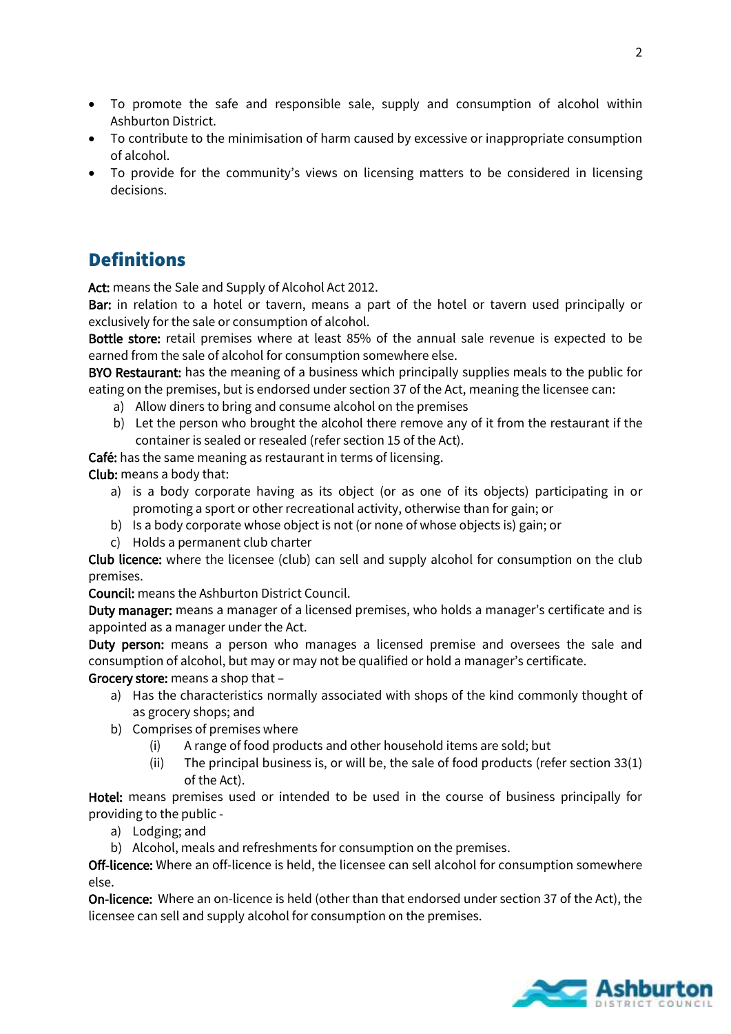- To promote the safe and responsible sale, supply and consumption of alcohol within Ashburton District.
- To contribute to the minimisation of harm caused by excessive or inappropriate consumption of alcohol.
- To provide for the community's views on licensing matters to be considered in licensing decisions.

## Definitions

**Act:** means the Sale and Supply of Alcohol Act 2012.

**Bar:** in relation to a hotel or tavern, means a part of the hotel or tavern used principally or exclusively for the sale or consumption of alcohol.

**Bottle store:** retail premises where at least 85% of the annual sale revenue is expected to be earned from the sale of alcohol for consumption somewhere else.

**BYO Restaurant:** has the meaning of a business which principally supplies meals to the public for eating on the premises, but is endorsed under section 37 of the Act, meaning the licensee can:

a) Allow diners to bring and consume alcohol on the premises
b) Let the person who brought the alcohol there remove any of it from the restaurant if the container is sealed or resealed (refer section 15 of the Act).

**Café:** has the same meaning as restaurant in terms of licensing.

**Club:** means a body that:

a) is a body corporate having as its object (or as one of its objects) participating in or promoting a sport or other recreational activity, otherwise than for gain; or
b) Is a body corporate whose object is not (or none of whose objects is) gain; or
c) Holds a permanent club charter

**Club licence:** where the licensee (club) can sell and supply alcohol for consumption on the club premises.

**Council:** means the Ashburton District Council.

**Duty manager:** means a manager of a licensed premises, who holds a manager's certificate and is appointed as a manager under the Act.

**Duty person:** means a person who manages a licensed premise and oversees the sale and consumption of alcohol, but may or may not be qualified or hold a manager's certificate.

**Grocery store:** means a shop that –

a) Has the characteristics normally associated with shops of the kind commonly thought of as grocery shops; and
b) Comprises of premises where
   (i) A range of food products and other household items are sold; but
   (ii) The principal business is, or will be, the sale of food products (refer section 33(1) of the Act).

**Hotel:** means premises used or intended to be used in the course of business principally for providing to the public -

a) Lodging; and
b) Alcohol, meals and refreshments for consumption on the premises.

**Off-licence:** Where an off-licence is held, the licensee can sell alcohol for consumption somewhere else.

**On-licence:** Where an on-licence is held (other than that endorsed under section 37 of the Act), the licensee can sell and supply alcohol for consumption on the premises.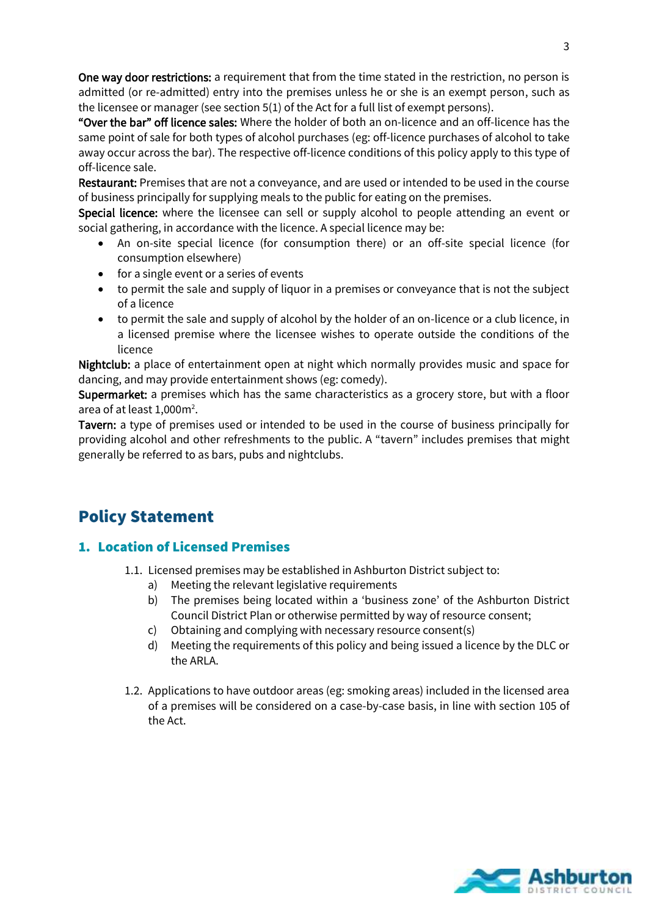**One way door restrictions:** a requirement that from the time stated in the restriction, no person is admitted (or re-admitted) entry into the premises unless he or she is an exempt person, such as the licensee or manager (see section 5(1) of the Act for a full list of exempt persons).

**"Over the bar" off licence sales:** Where the holder of both an on-licence and an off-licence has the same point of sale for both types of alcohol purchases (eg: off-licence purchases of alcohol to take away occur across the bar). The respective off-licence conditions of this policy apply to this type of off-licence sale.

**Restaurant:** Premises that are not a conveyance, and are used or intended to be used in the course of business principally for supplying meals to the public for eating on the premises.

**Special licence:** where the licensee can sell or supply alcohol to people attending an event or social gathering, in accordance with the licence. A special licence may be:

- An on-site special licence (for consumption there) or an off-site special licence (for consumption elsewhere)
- for a single event or a series of events
- to permit the sale and supply of liquor in a premises or conveyance that is not the subject of a licence
- to permit the sale and supply of alcohol by the holder of an on-licence or a club licence, in a licensed premise where the licensee wishes to operate outside the conditions of the licence

**Nightclub:** a place of entertainment open at night which normally provides music and space for dancing, and may provide entertainment shows (eg: comedy).

**Supermarket:** a premises which has the same characteristics as a grocery store, but with a floor area of at least 1,000m$^2$.

**Tavern:** a type of premises used or intended to be used in the course of business principally for providing alcohol and other refreshments to the public. A "tavern" includes premises that might generally be referred to as bars, pubs and nightclubs.

# Policy Statement

## 1. Location of Licensed Premises

1.1. Licensed premises may be established in Ashburton District subject to:

a) Meeting the relevant legislative requirements

b) The premises being located within a 'business zone' of the Ashburton District Council District Plan or otherwise permitted by way of resource consent;

c) Obtaining and complying with necessary resource consent(s)

d) Meeting the requirements of this policy and being issued a licence by the DLC or the ARLA.

1.2. Applications to have outdoor areas (eg: smoking areas) included in the licensed area of a premises will be considered on a case-by-case basis, in line with section 105 of the Act.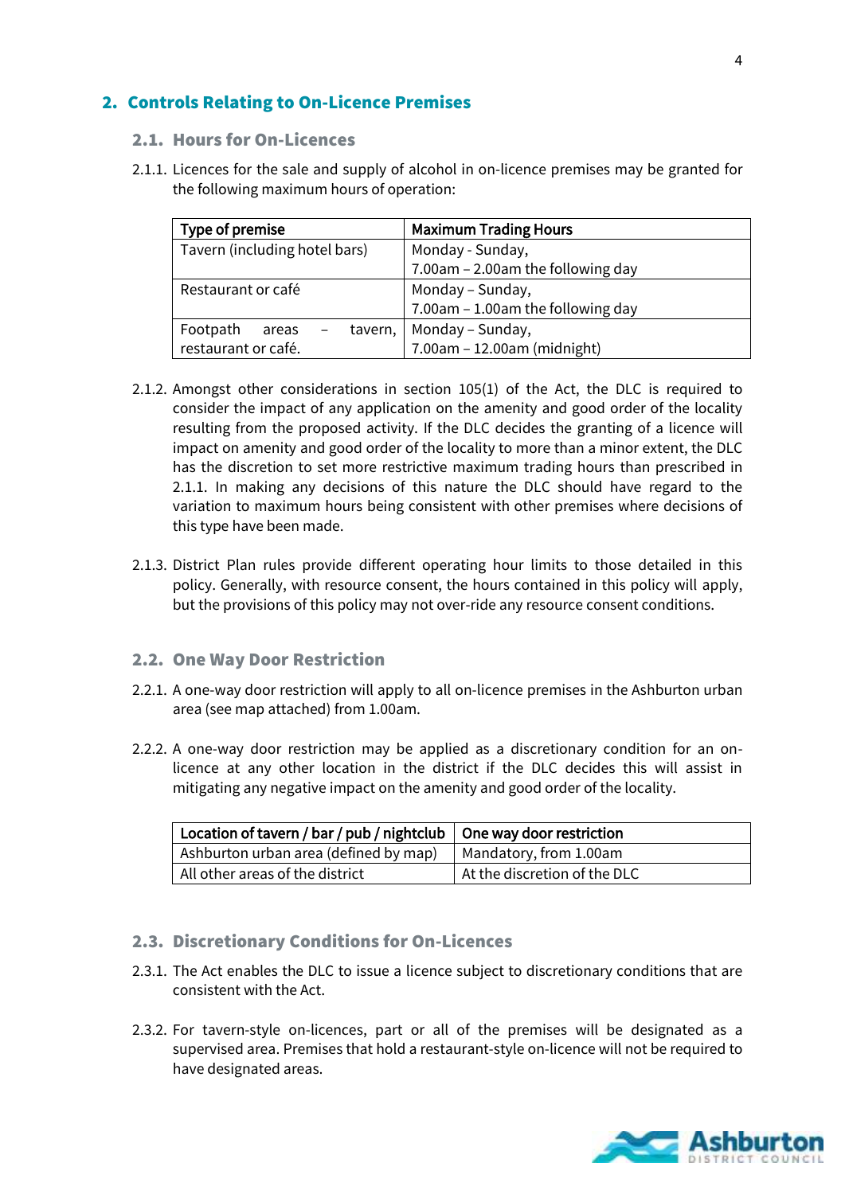## 2. Controls Relating to On-Licence Premises

### 2.1. Hours for On-Licences

2.1.1. Licences for the sale and supply of alcohol in on-licence premises may be granted for the following maximum hours of operation:

| Type of premise | Maximum Trading Hours |
|---|---|
| Tavern (including hotel bars) | Monday - Sunday,<br>7.00am – 2.00am the following day |
| Restaurant or café | Monday – Sunday,<br>7.00am – 1.00am the following day |
| Footpath areas – tavern, restaurant or café. | Monday – Sunday,<br>7.00am – 12.00am (midnight) |

2.1.2. Amongst other considerations in section 105(1) of the Act, the DLC is required to consider the impact of any application on the amenity and good order of the locality resulting from the proposed activity. If the DLC decides the granting of a licence will impact on amenity and good order of the locality to more than a minor extent, the DLC has the discretion to set more restrictive maximum trading hours than prescribed in 2.1.1. In making any decisions of this nature the DLC should have regard to the variation to maximum hours being consistent with other premises where decisions of this type have been made.

2.1.3. District Plan rules provide different operating hour limits to those detailed in this policy. Generally, with resource consent, the hours contained in this policy will apply, but the provisions of this policy may not over-ride any resource consent conditions.

### 2.2. One Way Door Restriction

2.2.1. A one-way door restriction will apply to all on-licence premises in the Ashburton urban area (see map attached) from 1.00am.

2.2.2. A one-way door restriction may be applied as a discretionary condition for an on-licence at any other location in the district if the DLC decides this will assist in mitigating any negative impact on the amenity and good order of the locality.

| Location of tavern / bar / pub / nightclub | One way door restriction |
|---|---|
| Ashburton urban area (defined by map) | Mandatory, from 1.00am |
| All other areas of the district | At the discretion of the DLC |

### 2.3. Discretionary Conditions for On-Licences

2.3.1. The Act enables the DLC to issue a licence subject to discretionary conditions that are consistent with the Act.

2.3.2. For tavern-style on-licences, part or all of the premises will be designated as a supervised area. Premises that hold a restaurant-style on-licence will not be required to have designated areas.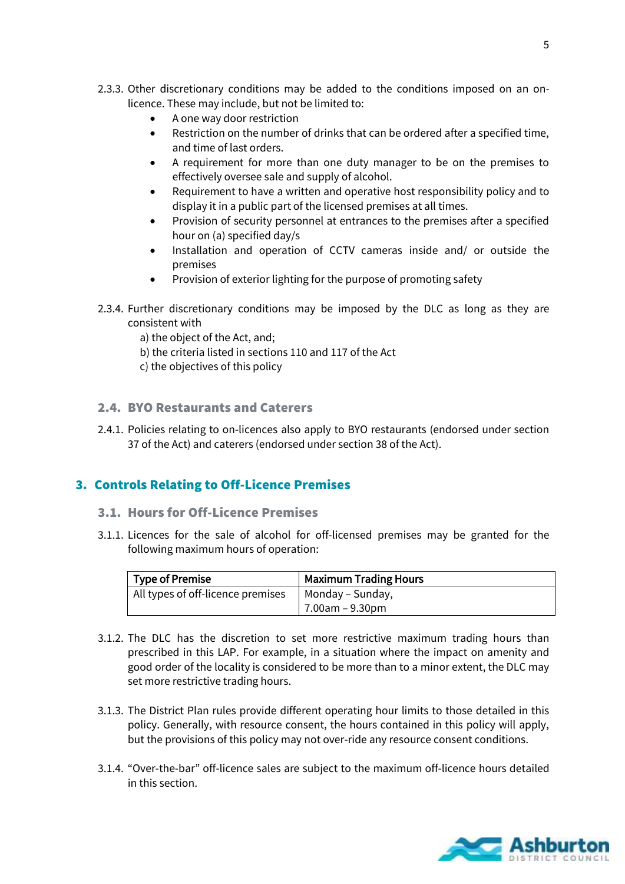2.3.3. Other discretionary conditions may be added to the conditions imposed on an on-licence. These may include, but not be limited to:

- A one way door restriction
- Restriction on the number of drinks that can be ordered after a specified time, and time of last orders.
- A requirement for more than one duty manager to be on the premises to effectively oversee sale and supply of alcohol.
- Requirement to have a written and operative host responsibility policy and to display it in a public part of the licensed premises at all times.
- Provision of security personnel at entrances to the premises after a specified hour on (a) specified day/s
- Installation and operation of CCTV cameras inside and/ or outside the premises
- Provision of exterior lighting for the purpose of promoting safety

2.3.4. Further discretionary conditions may be imposed by the DLC as long as they are consistent with

a) the object of the Act, and;
b) the criteria listed in sections 110 and 117 of the Act
c) the objectives of this policy

### 2.4. BYO Restaurants and Caterers

2.4.1. Policies relating to on-licences also apply to BYO restaurants (endorsed under section 37 of the Act) and caterers (endorsed under section 38 of the Act).

## 3. Controls Relating to Off-Licence Premises

### 3.1. Hours for Off-Licence Premises

3.1.1. Licences for the sale of alcohol for off-licensed premises may be granted for the following maximum hours of operation:

| Type of Premise | Maximum Trading Hours |
|---|---|
| All types of off-licence premises | Monday – Sunday, 7.00am – 9.30pm |

3.1.2. The DLC has the discretion to set more restrictive maximum trading hours than prescribed in this LAP. For example, in a situation where the impact on amenity and good order of the locality is considered to be more than to a minor extent, the DLC may set more restrictive trading hours.

3.1.3. The District Plan rules provide different operating hour limits to those detailed in this policy. Generally, with resource consent, the hours contained in this policy will apply, but the provisions of this policy may not over-ride any resource consent conditions.

3.1.4. "Over-the-bar" off-licence sales are subject to the maximum off-licence hours detailed in this section.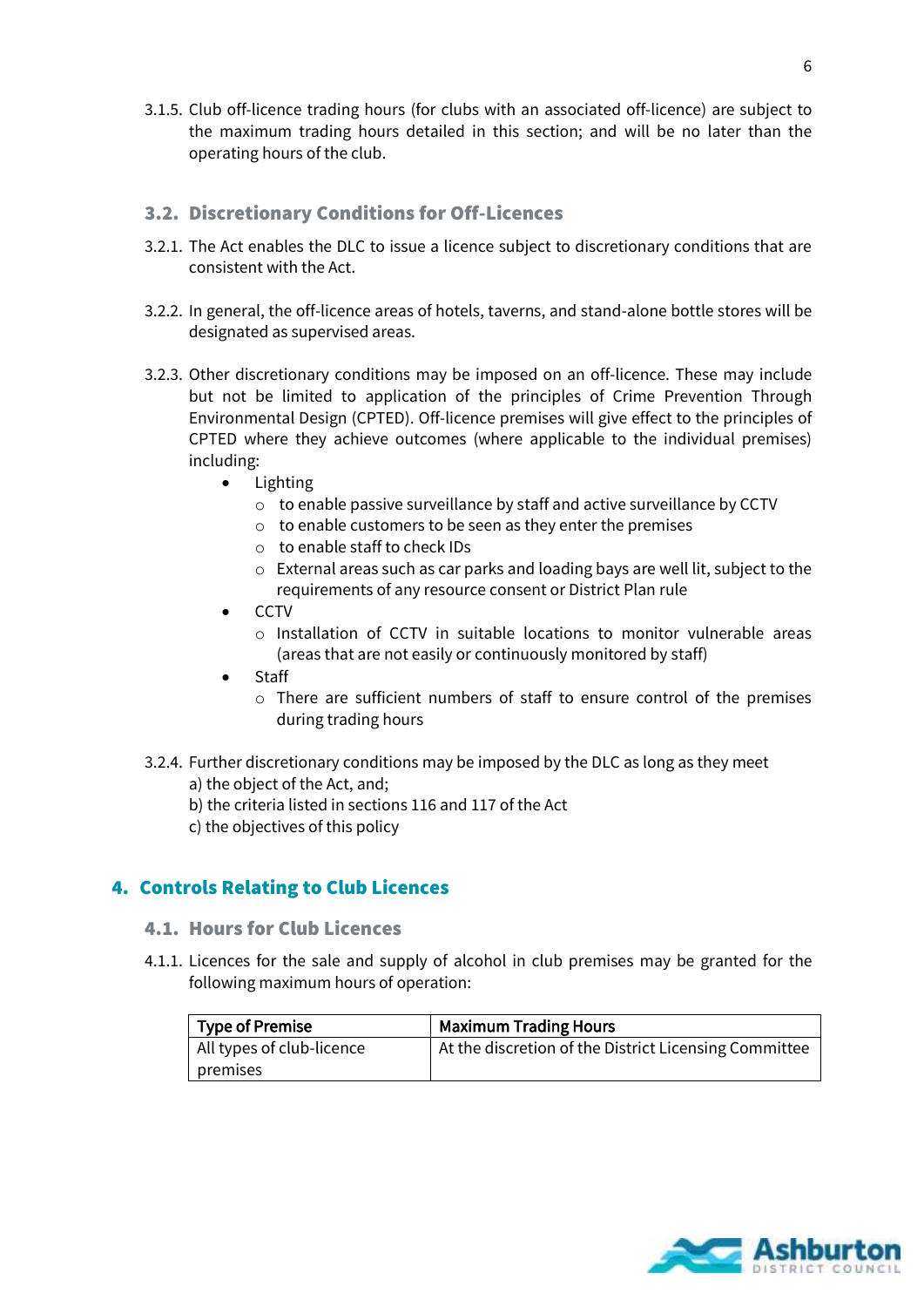3.1.5. Club off-licence trading hours (for clubs with an associated off-licence) are subject to the maximum trading hours detailed in this section; and will be no later than the operating hours of the club.

### 3.2. Discretionary Conditions for Off-Licences

3.2.1. The Act enables the DLC to issue a licence subject to discretionary conditions that are consistent with the Act.

3.2.2. In general, the off-licence areas of hotels, taverns, and stand-alone bottle stores will be designated as supervised areas.

3.2.3. Other discretionary conditions may be imposed on an off-licence. These may include but not be limited to application of the principles of Crime Prevention Through Environmental Design (CPTED). Off-licence premises will give effect to the principles of CPTED where they achieve outcomes (where applicable to the individual premises) including:

- Lighting
  - to enable passive surveillance by staff and active surveillance by CCTV
  - to enable customers to be seen as they enter the premises
  - to enable staff to check IDs
  - External areas such as car parks and loading bays are well lit, subject to the requirements of any resource consent or District Plan rule
- CCTV
  - Installation of CCTV in suitable locations to monitor vulnerable areas (areas that are not easily or continuously monitored by staff)
- Staff
  - There are sufficient numbers of staff to ensure control of the premises during trading hours

3.2.4. Further discretionary conditions may be imposed by the DLC as long as they meet
a) the object of the Act, and;
b) the criteria listed in sections 116 and 117 of the Act
c) the objectives of this policy

## 4. Controls Relating to Club Licences

### 4.1. Hours for Club Licences

4.1.1. Licences for the sale and supply of alcohol in club premises may be granted for the following maximum hours of operation:

| Type of Premise | Maximum Trading Hours |
| --- | --- |
| All types of club-licence premises | At the discretion of the District Licensing Committee |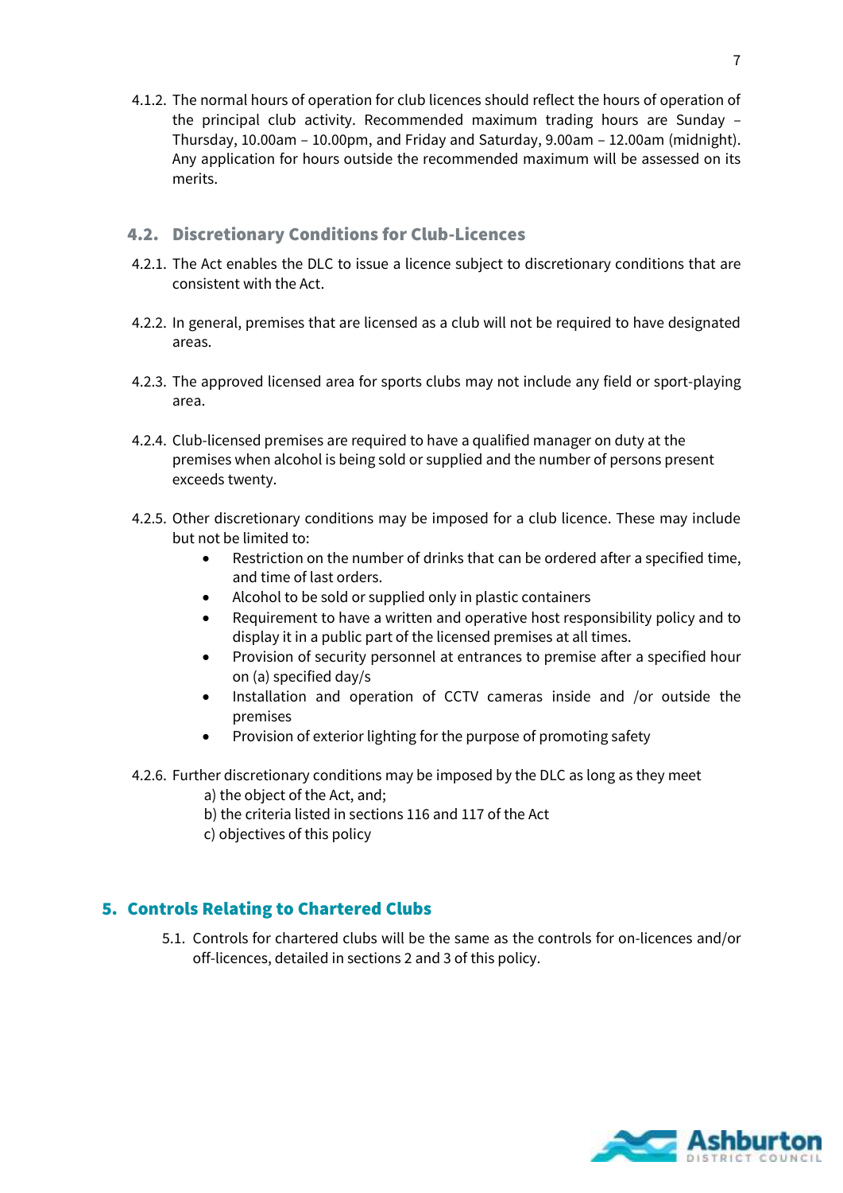4.1.2. The normal hours of operation for club licences should reflect the hours of operation of the principal club activity. Recommended maximum trading hours are Sunday – Thursday, 10.00am – 10.00pm, and Friday and Saturday, 9.00am – 12.00am (midnight). Any application for hours outside the recommended maximum will be assessed on its merits.

### 4.2. Discretionary Conditions for Club-Licences

4.2.1. The Act enables the DLC to issue a licence subject to discretionary conditions that are consistent with the Act.

4.2.2. In general, premises that are licensed as a club will not be required to have designated areas.

4.2.3. The approved licensed area for sports clubs may not include any field or sport-playing area.

4.2.4. Club-licensed premises are required to have a qualified manager on duty at the premises when alcohol is being sold or supplied and the number of persons present exceeds twenty.

4.2.5. Other discretionary conditions may be imposed for a club licence. These may include but not be limited to:

- Restriction on the number of drinks that can be ordered after a specified time, and time of last orders.
- Alcohol to be sold or supplied only in plastic containers
- Requirement to have a written and operative host responsibility policy and to display it in a public part of the licensed premises at all times.
- Provision of security personnel at entrances to premise after a specified hour on (a) specified day/s
- Installation and operation of CCTV cameras inside and /or outside the premises
- Provision of exterior lighting for the purpose of promoting safety

4.2.6. Further discretionary conditions may be imposed by the DLC as long as they meet

a) the object of the Act, and;
b) the criteria listed in sections 116 and 117 of the Act
c) objectives of this policy

## 5. Controls Relating to Chartered Clubs

5.1. Controls for chartered clubs will be the same as the controls for on-licences and/or off-licences, detailed in sections 2 and 3 of this policy.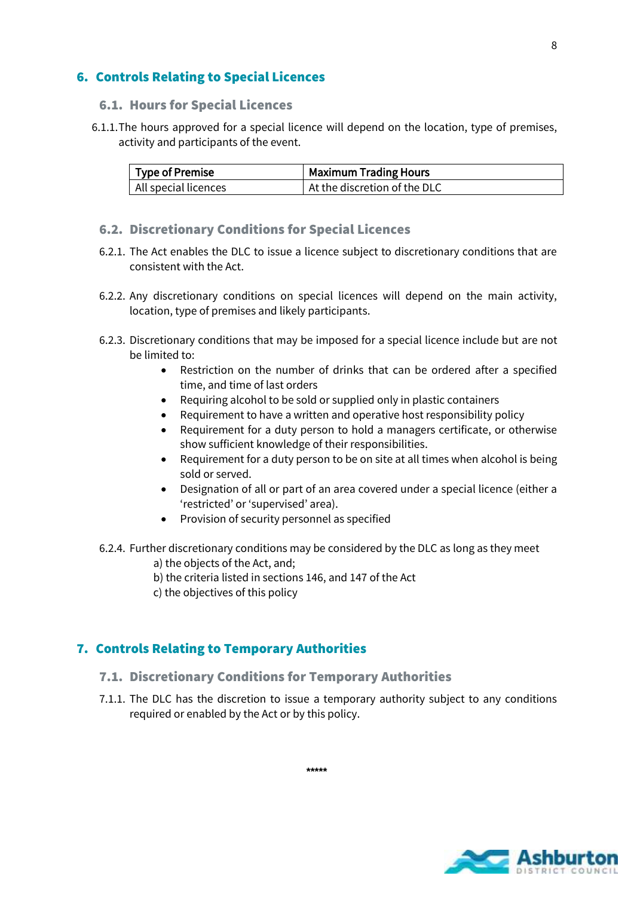## 6. Controls Relating to Special Licences

### 6.1. Hours for Special Licences

6.1.1. The hours approved for a special licence will depend on the location, type of premises, activity and participants of the event.

| Type of Premise | Maximum Trading Hours |
| --- | --- |
| All special licences | At the discretion of the DLC |

### 6.2. Discretionary Conditions for Special Licences

6.2.1. The Act enables the DLC to issue a licence subject to discretionary conditions that are consistent with the Act.

6.2.2. Any discretionary conditions on special licences will depend on the main activity, location, type of premises and likely participants.

6.2.3. Discretionary conditions that may be imposed for a special licence include but are not be limited to:

- Restriction on the number of drinks that can be ordered after a specified time, and time of last orders
- Requiring alcohol to be sold or supplied only in plastic containers
- Requirement to have a written and operative host responsibility policy
- Requirement for a duty person to hold a managers certificate, or otherwise show sufficient knowledge of their responsibilities.
- Requirement for a duty person to be on site at all times when alcohol is being sold or served.
- Designation of all or part of an area covered under a special licence (either a 'restricted' or 'supervised' area).
- Provision of security personnel as specified

6.2.4. Further discretionary conditions may be considered by the DLC as long as they meet

a) the objects of the Act, and;
b) the criteria listed in sections 146, and 147 of the Act
c) the objectives of this policy

## 7. Controls Relating to Temporary Authorities

### 7.1. Discretionary Conditions for Temporary Authorities

7.1.1. The DLC has the discretion to issue a temporary authority subject to any conditions required or enabled by the Act or by this policy.

*****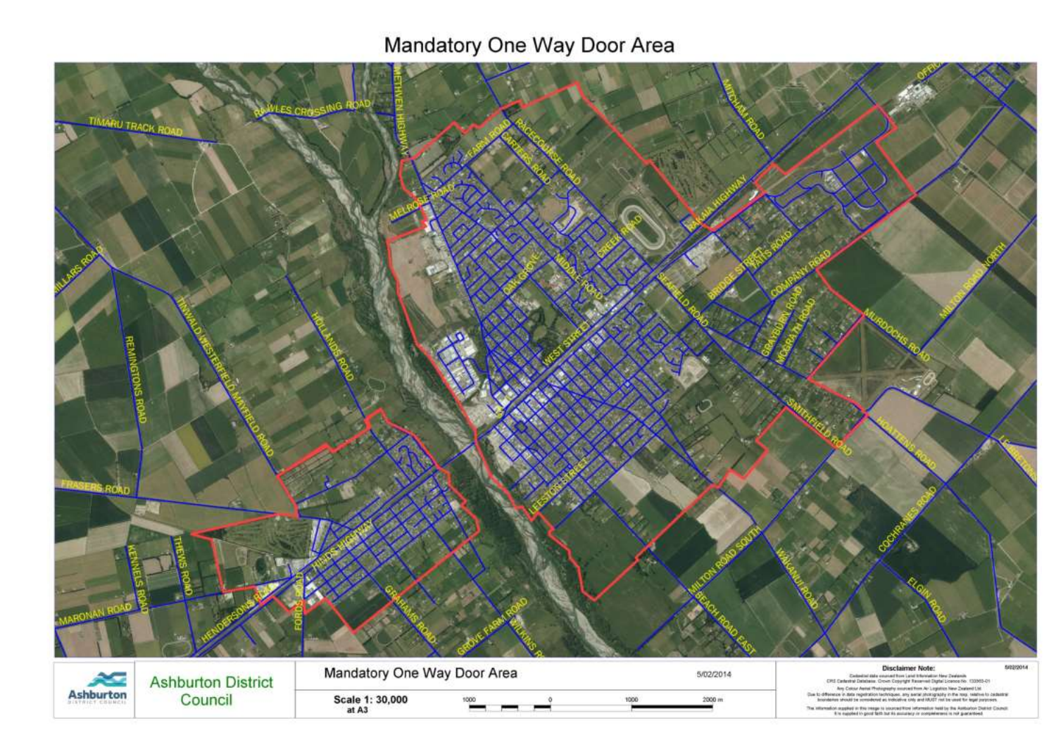# Mandatory One Way Door Area

TIMARU TRACK ROAD
RAWLES CROSSING ROAD
METHVEN HIGHWAY
FARM ROAD
CARTERS ROAD
RACECOURSE ROAD
MITCHAM ROAD
OFFICE
MELROSE ROAD
OAK GROVE
MIDDLE ROAD
CREEK ROAD
RAKAIA HIGHWAY
BRIDGE STREET
TAITS ROAD
COMPANY ROAD
SEAFIELD ROAD
WEST STREET
GRAYBURN ROAD
MCGRATH ROAD
MURDOCHS ROAD
MILTON ROAD NORTH
HILLARS ROAD
REMINGTONS ROAD
TINWALD WESTERFIELD MAYFIELD ROAD
HOLLANDS ROAD
SMITHFIELD ROAD
HOATTENS ROAD
LEESTON STREET
FRASERS ROAD
HINDS HIGHWAY
KENNELS ROAD
THEWS ROAD
MARONAN ROAD
HENDERSONS RD
FORDS ROAD
GRAHAMS ROAD
GROVE FARM ROAD
WILKINS RD
MILTON ROAD SOUTH
BEACH ROAD EAST
WAKANUI ROAD
COCHRANES ROAD
ELGIN ROAD

Ashburton District Council

Mandatory One Way Door Area

5/02/2014

Scale 1: 30,000 at A3

1000 0 1000 2000 m

**Disclaimer Note:**

5/02/2014

Cadastral data sourced from Land Information New Zealand
CRS Cadastral Database. Crown Copyright Reserved Digital Licence No. 133563-01
Any Colour Aerial Photography sourced from Air Logistics New Zealand Ltd
Due to difference in data registration techniques, any aerial photography in the map, relative to cadastral boundaries should be considered as indicative only and MUST not be used for legal purposes.
The information supplied in this image is sourced from information held by the Ashburton District Council. It is supplied in good faith but its accuracy or completeness is not guaranteed.